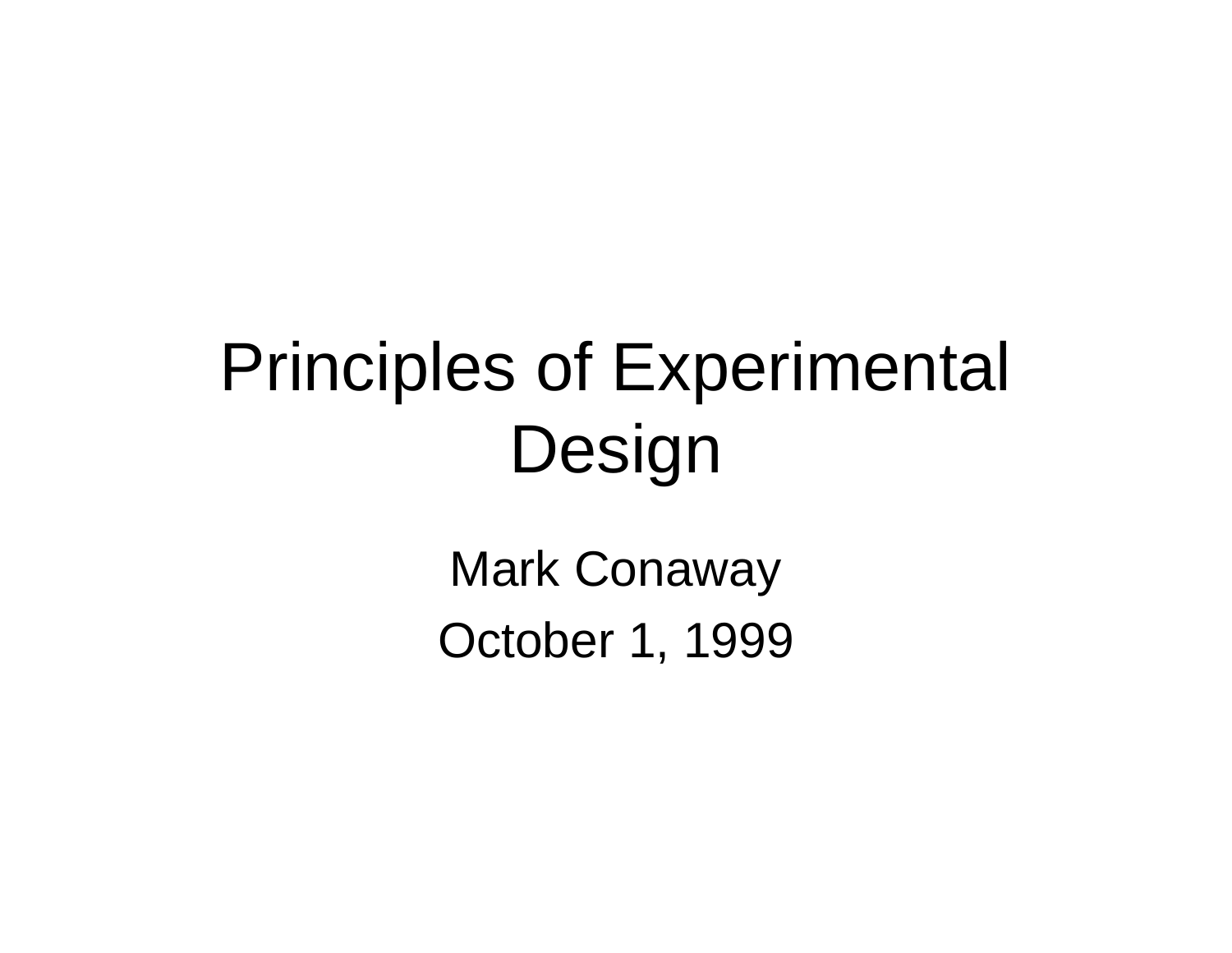# Principles of Experimental Design

Mark Conaway

October 1, 1999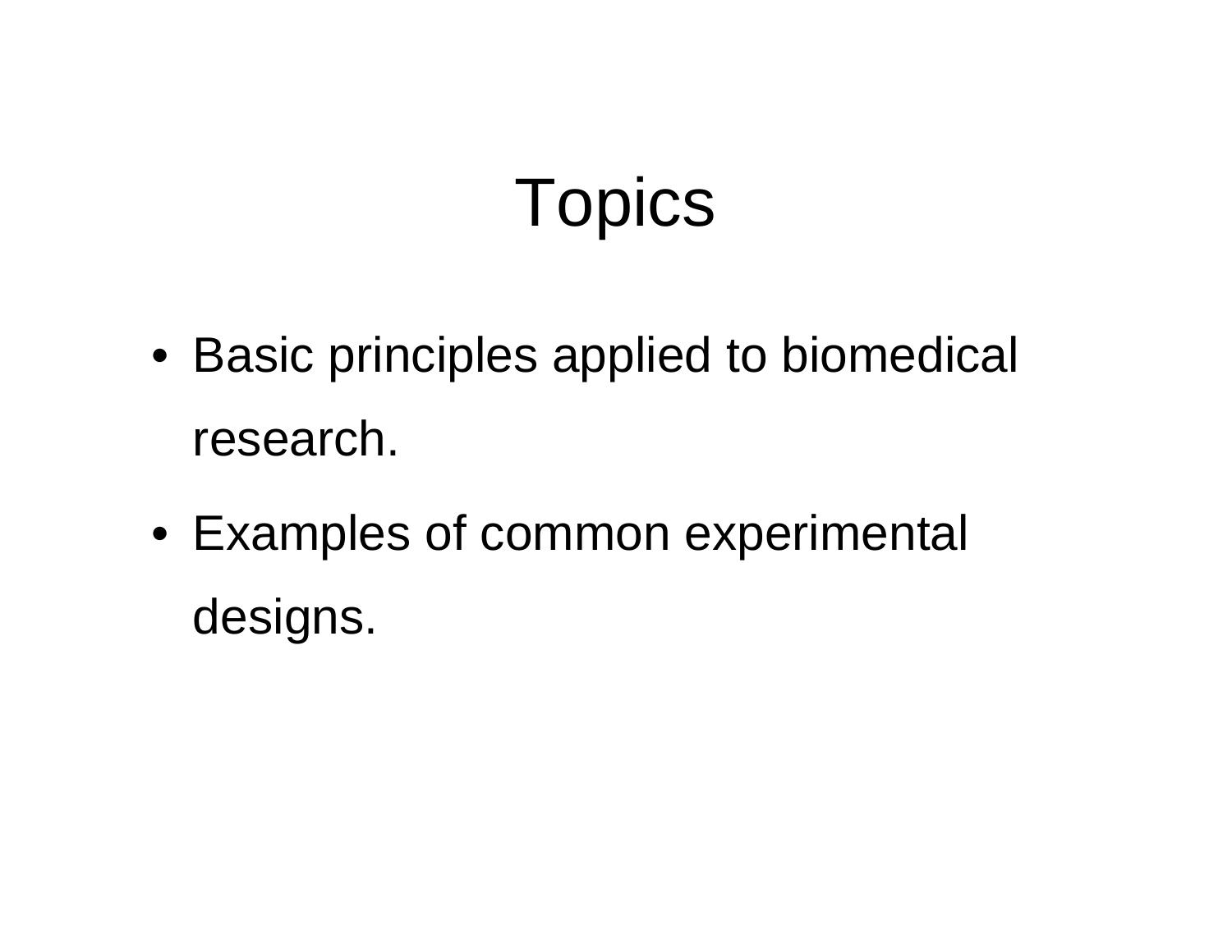# Topics

- Basic principles applied to biomedical research.
- Examples of common experimental designs.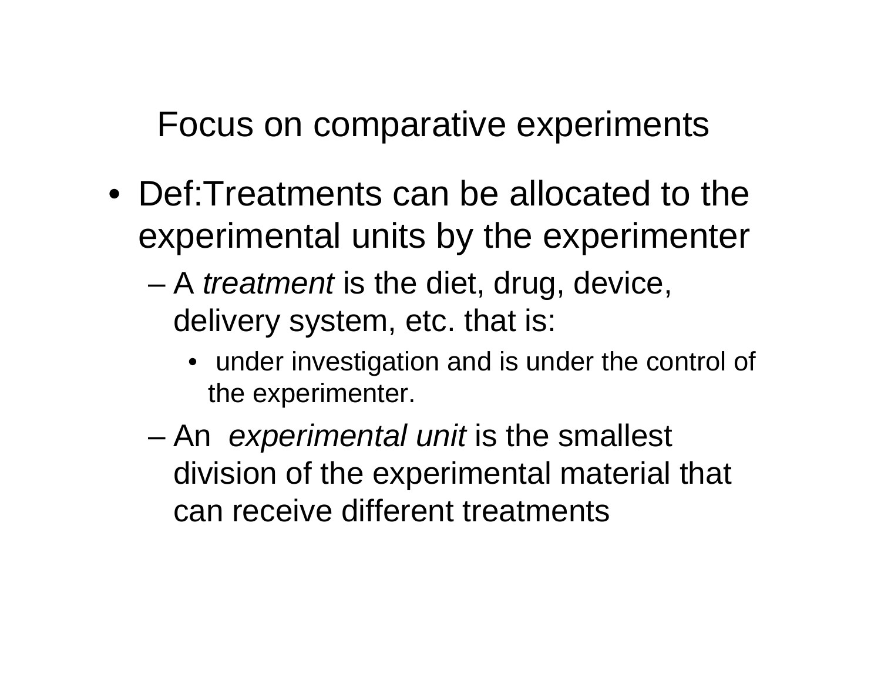# Focus on comparative experiments

- Def:Treatments can be allocated to the experimental units by the experimenter
  - A *treatment* is the diet, drug, device, delivery system, etc. that is:
    - under investigation and is under the control of the experimenter.
  - An *experimental unit* is the smallest division of the experimental material that can receive different treatments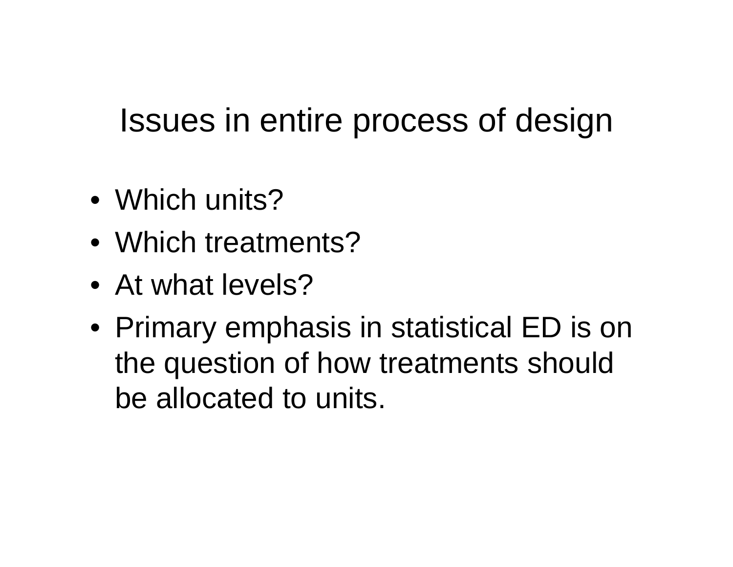# Issues in entire process of design

- Which units?
- Which treatments?
- At what levels?
- Primary emphasis in statistical ED is on the question of how treatments should be allocated to units.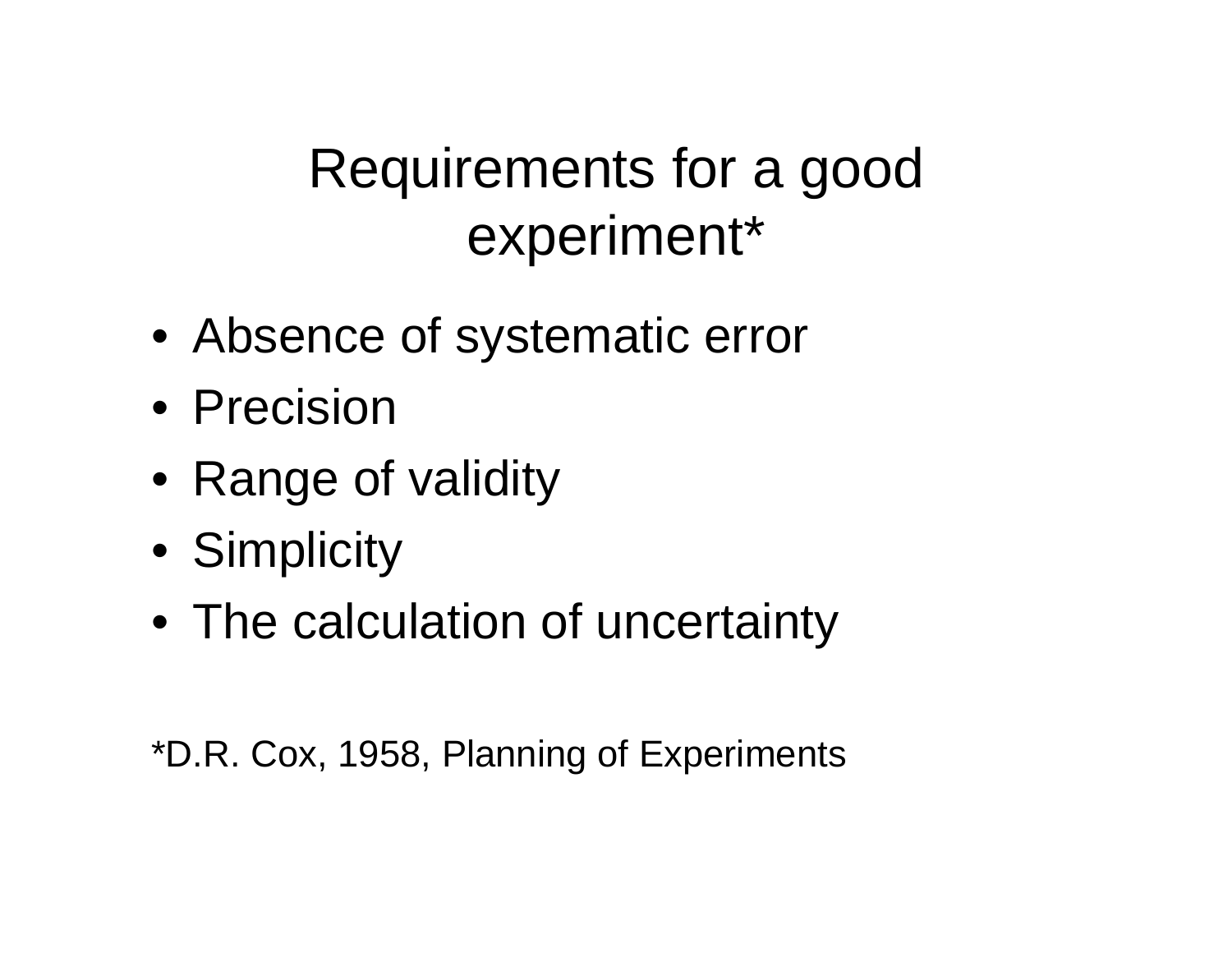# Requirements for a good experiment*

- Absence of systematic error
- Precision
- Range of validity
- Simplicity
- The calculation of uncertainty

*D.R. Cox, 1958, Planning of Experiments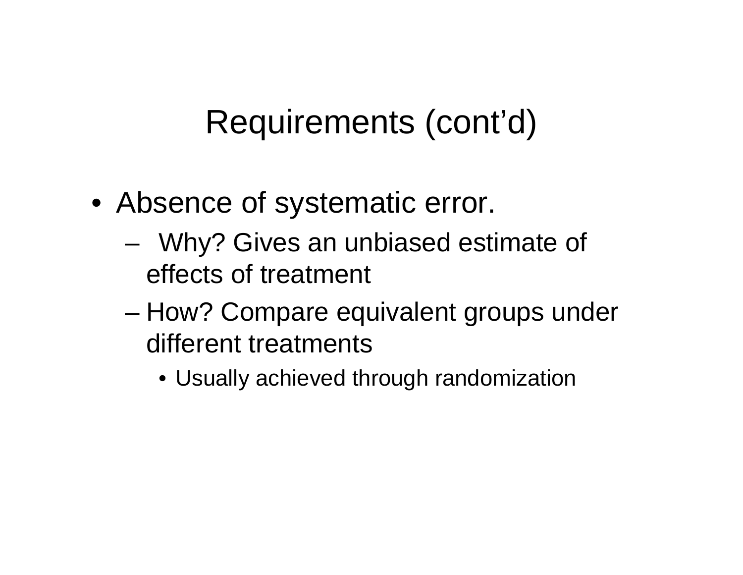# Requirements (cont'd)

- Absence of systematic error.
  - Why? Gives an unbiased estimate of effects of treatment
  - How? Compare equivalent groups under different treatments
    - Usually achieved through randomization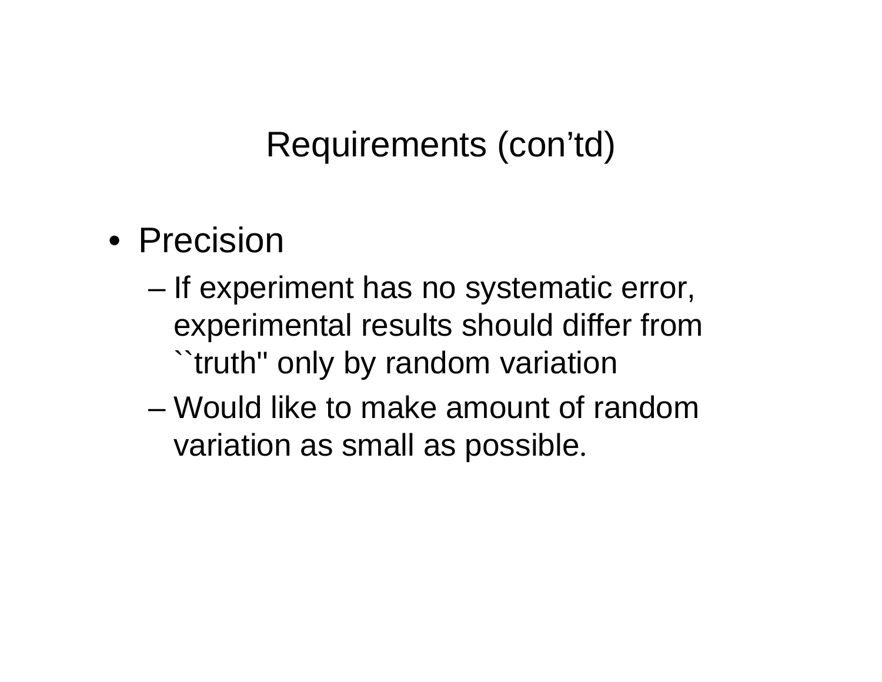# Requirements (con'td)

- Precision
  - If experiment has no systematic error, experimental results should differ from ``truth'' only by random variation
  - Would like to make amount of random variation as small as possible.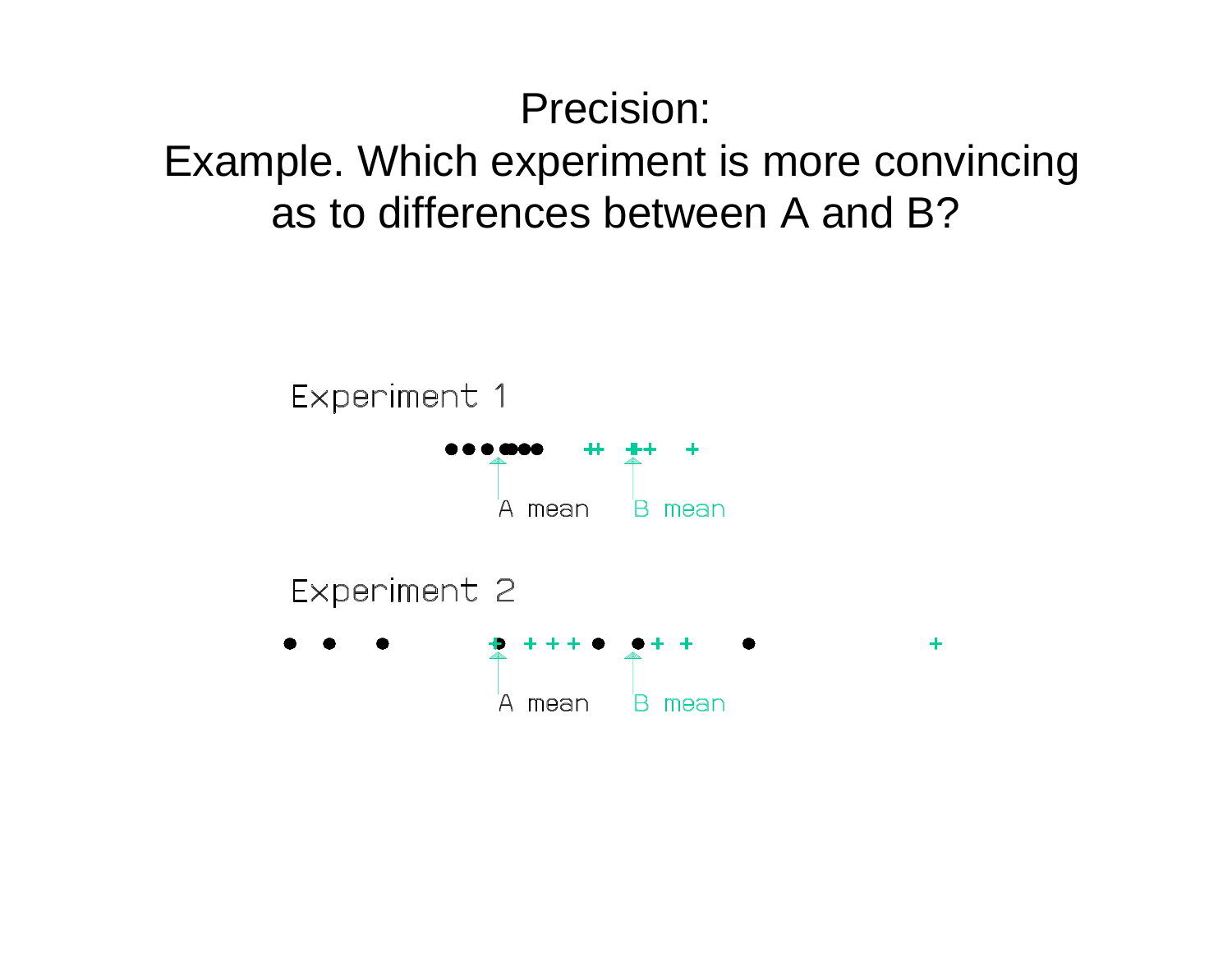# Precision:

## Example. Which experiment is more convincing as to differences between A and B?

Experiment 1

A mean    B mean

Experiment 2

A mean    B mean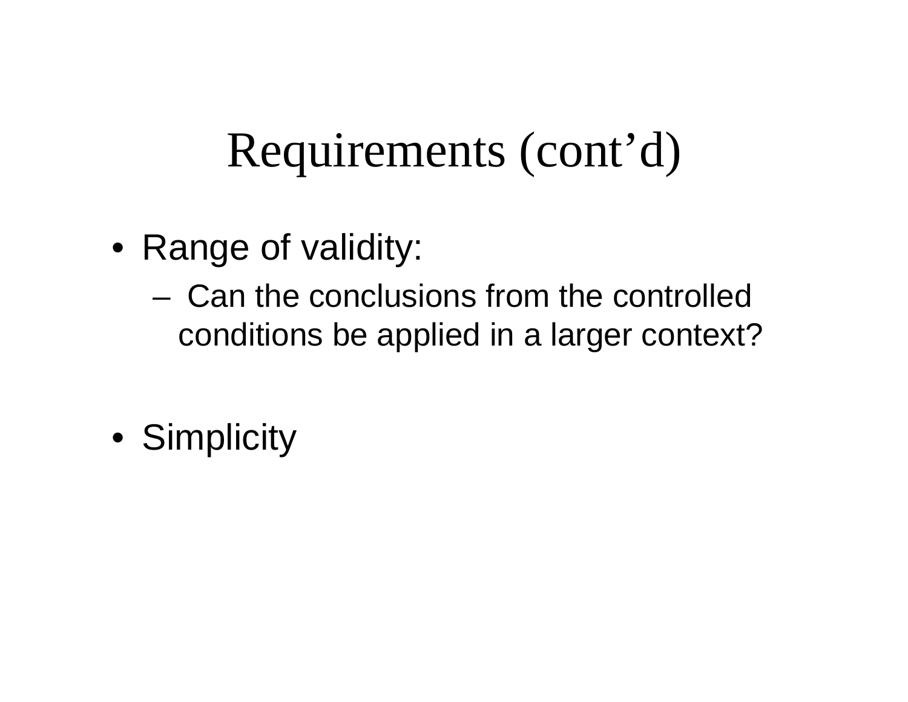# Requirements (cont'd)

- Range of validity:
  - Can the conclusions from the controlled conditions be applied in a larger context?
- Simplicity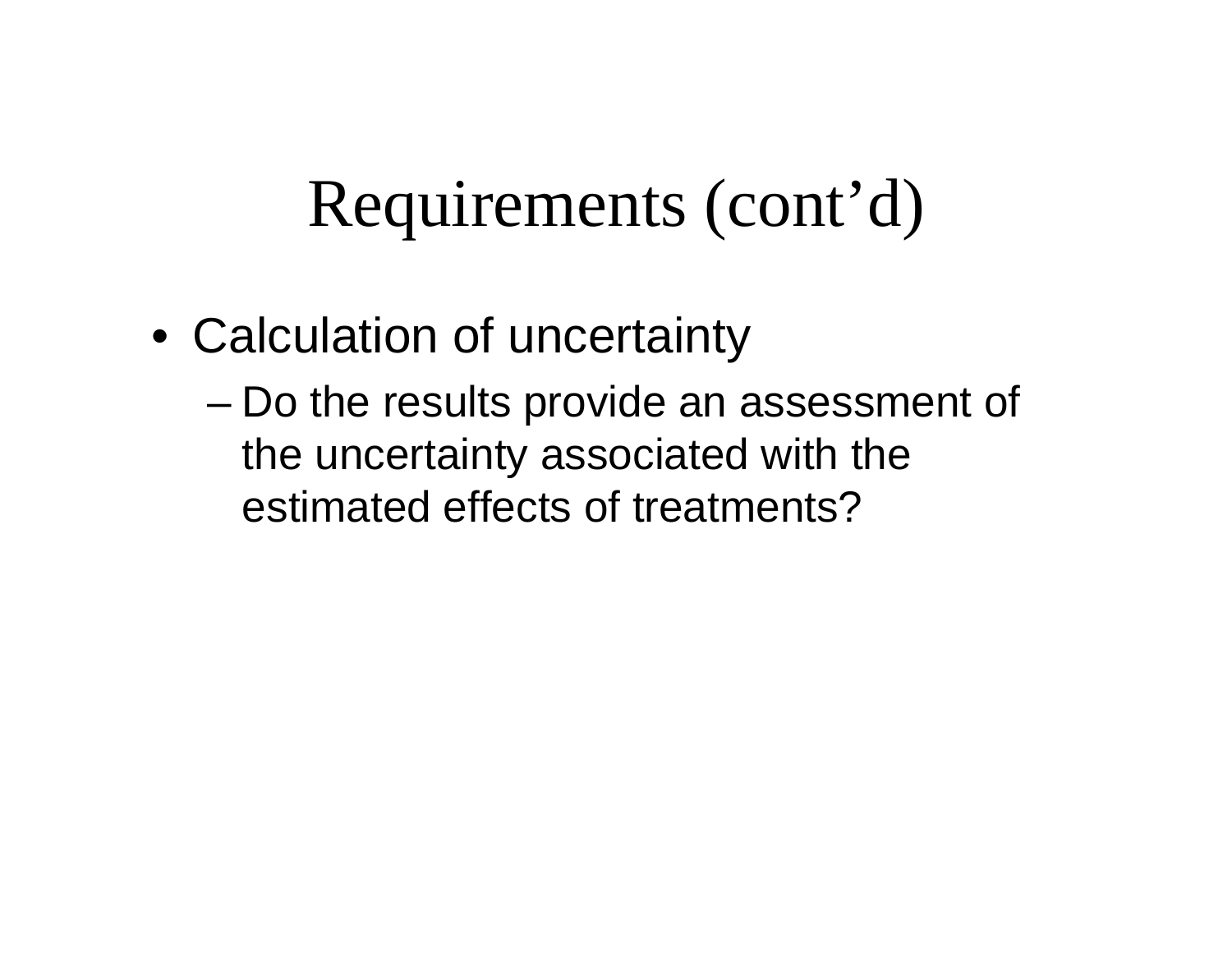# Requirements (cont'd)

- Calculation of uncertainty
  - Do the results provide an assessment of the uncertainty associated with the estimated effects of treatments?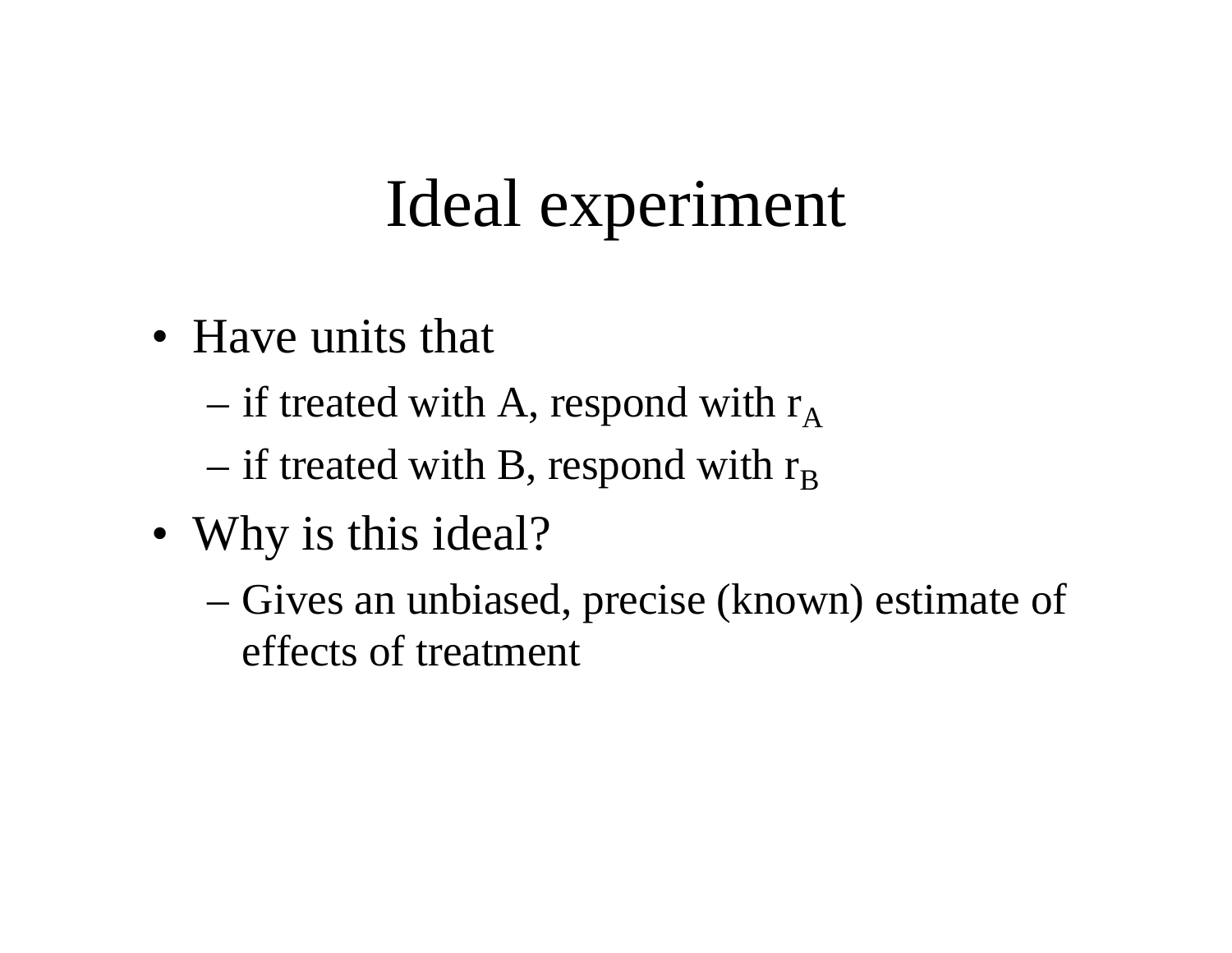# Ideal experiment

- Have units that
  - if treated with A, respond with $r_A$
  - if treated with B, respond with $r_B$
- Why is this ideal?
  - Gives an unbiased, precise (known) estimate of effects of treatment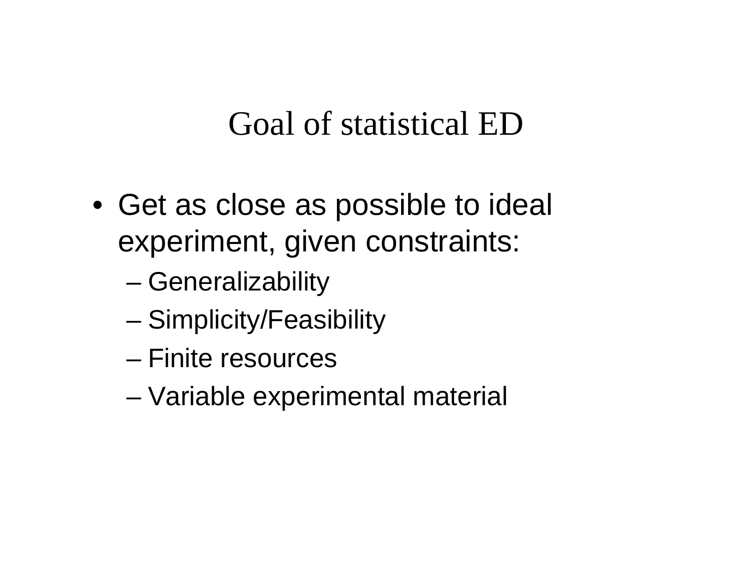# Goal of statistical ED

- Get as close as possible to ideal experiment, given constraints:
  - Generalizability
  - Simplicity/Feasibility
  - Finite resources
  - Variable experimental material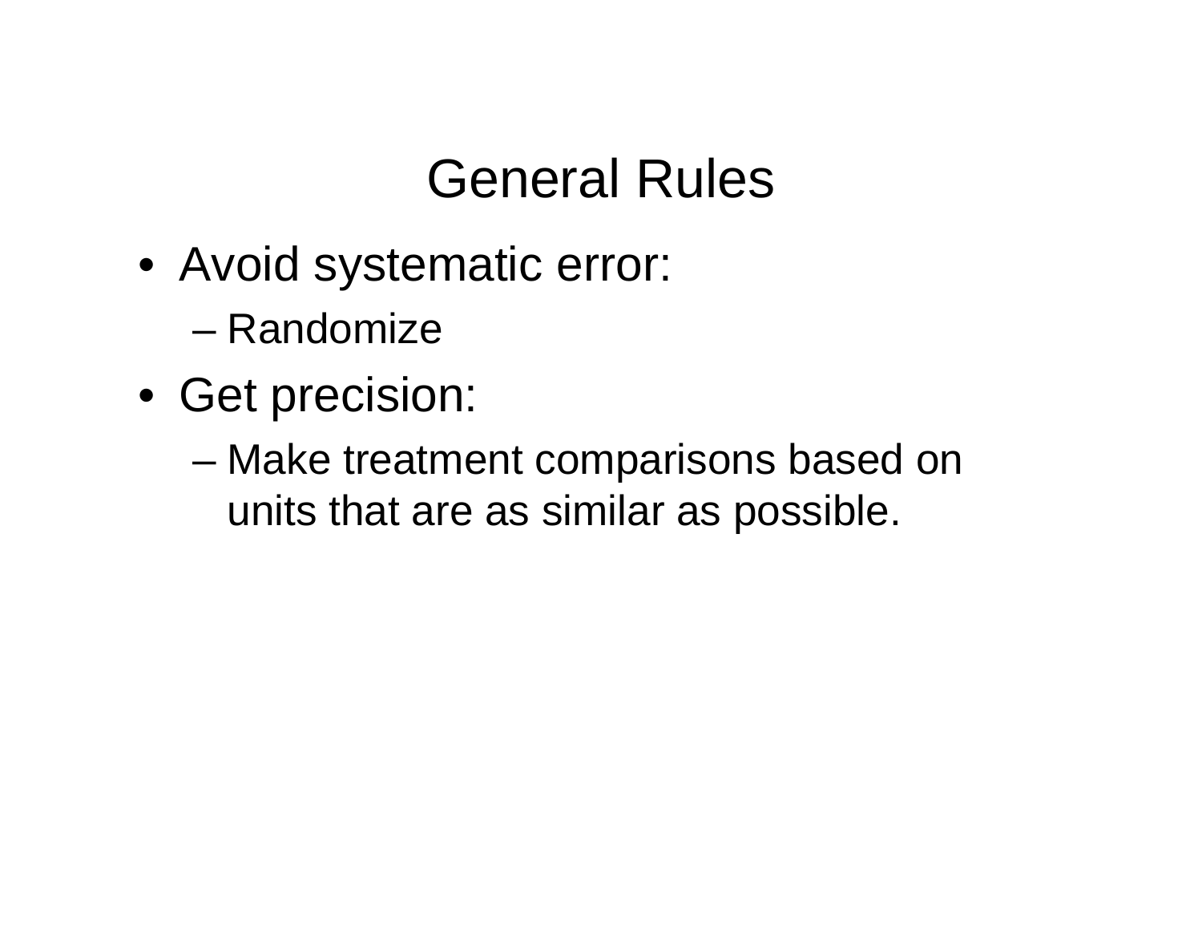# General Rules

- Avoid systematic error:
  - Randomize
- Get precision:
  - Make treatment comparisons based on units that are as similar as possible.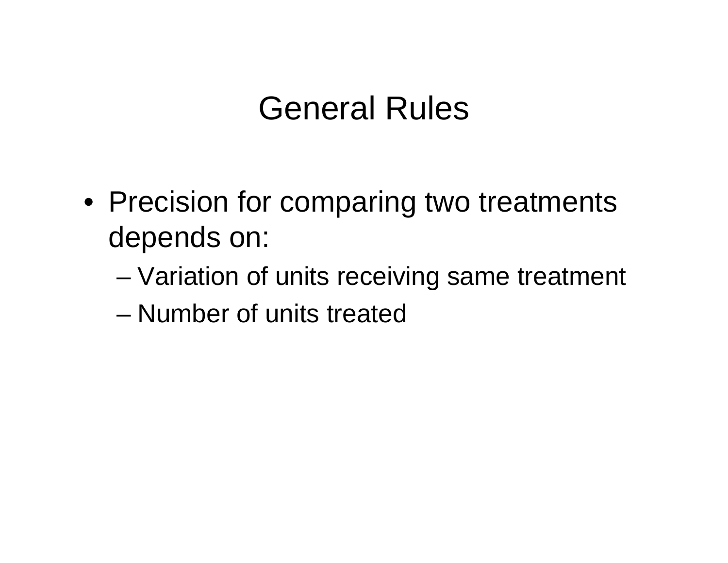# General Rules

- Precision for comparing two treatments depends on:
  - Variation of units receiving same treatment
  - Number of units treated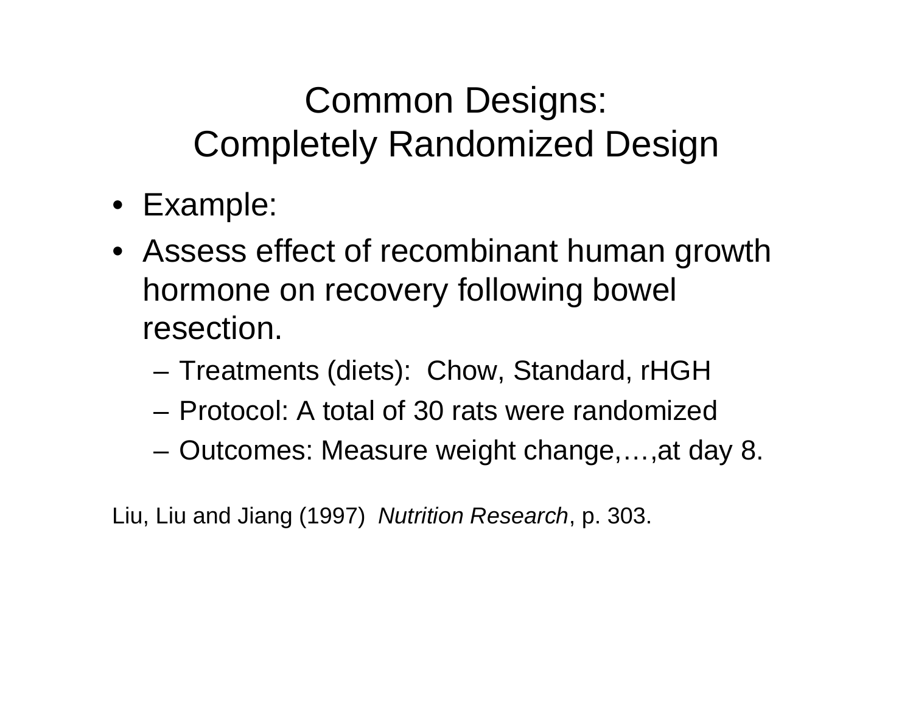# Common Designs: Completely Randomized Design

- Example:
- Assess effect of recombinant human growth hormone on recovery following bowel resection.
  - Treatments (diets): Chow, Standard, rHGH
  - Protocol: A total of 30 rats were randomized
  - Outcomes: Measure weight change,…,at day 8.

Liu, Liu and Jiang (1997) *Nutrition Research*, p. 303.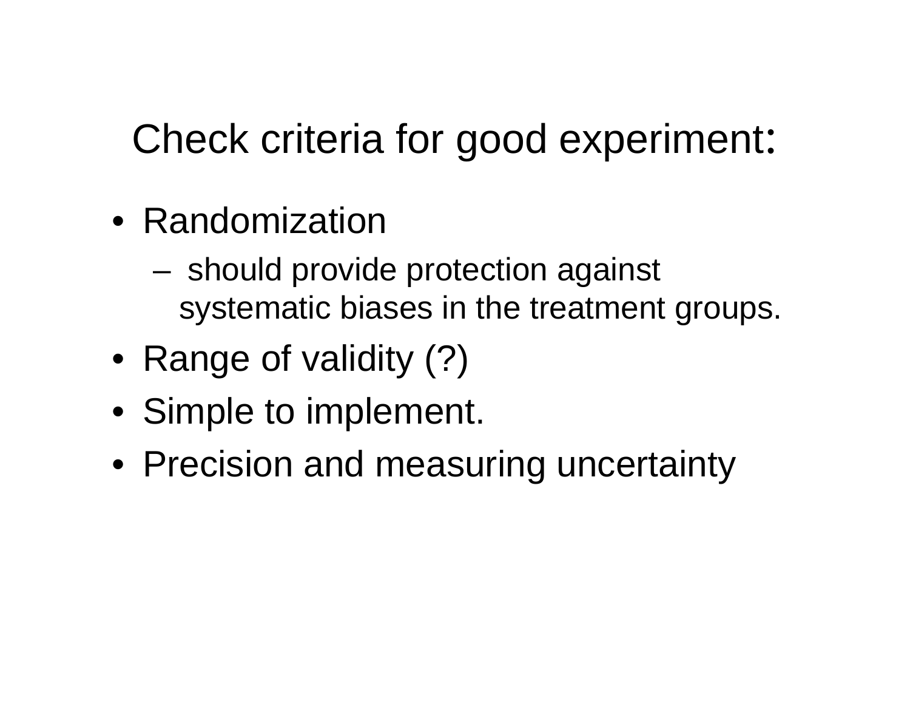# Check criteria for good experiment:

- Randomization
  - should provide protection against systematic biases in the treatment groups.
- Range of validity (?)
- Simple to implement.
- Precision and measuring uncertainty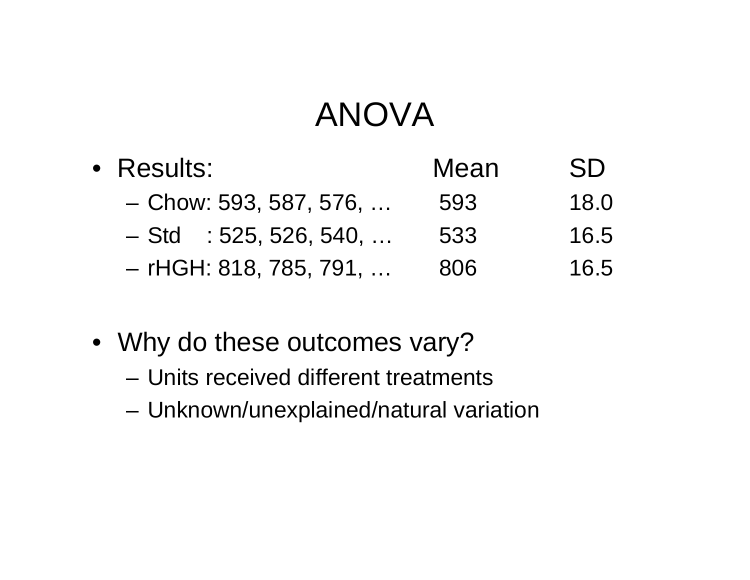# ANOVA

- Results: Mean SD
  - Chow: 593, 587, 576, … 593 18.0
  - Std : 525, 526, 540, … 533 16.5
  - rHGH: 818, 785, 791, … 806 16.5

- Why do these outcomes vary?
  - Units received different treatments
  - Unknown/unexplained/natural variation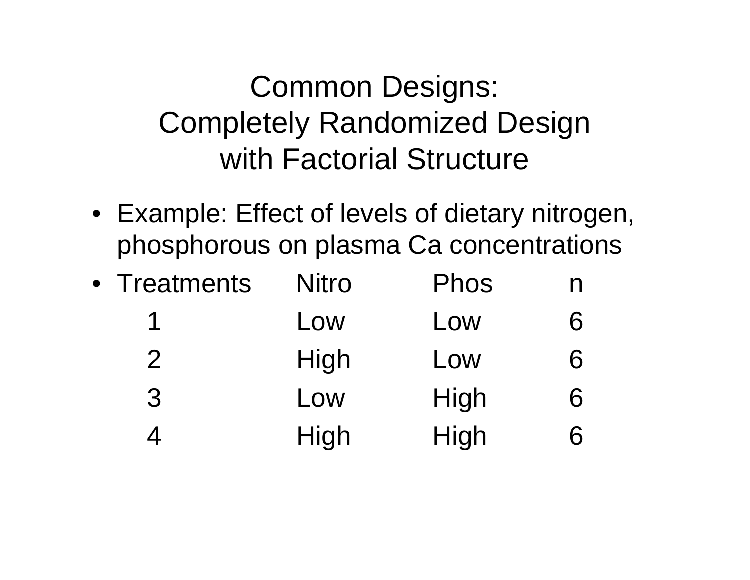# Common Designs: Completely Randomized Design with Factorial Structure

- Example: Effect of levels of dietary nitrogen, phosphorous on plasma Ca concentrations
- Treatments

| Treatments | Nitro | Phos | n |
|---|---|---|---|
| 1 | Low | Low | 6 |
| 2 | High | Low | 6 |
| 3 | Low | High | 6 |
| 4 | High | High | 6 |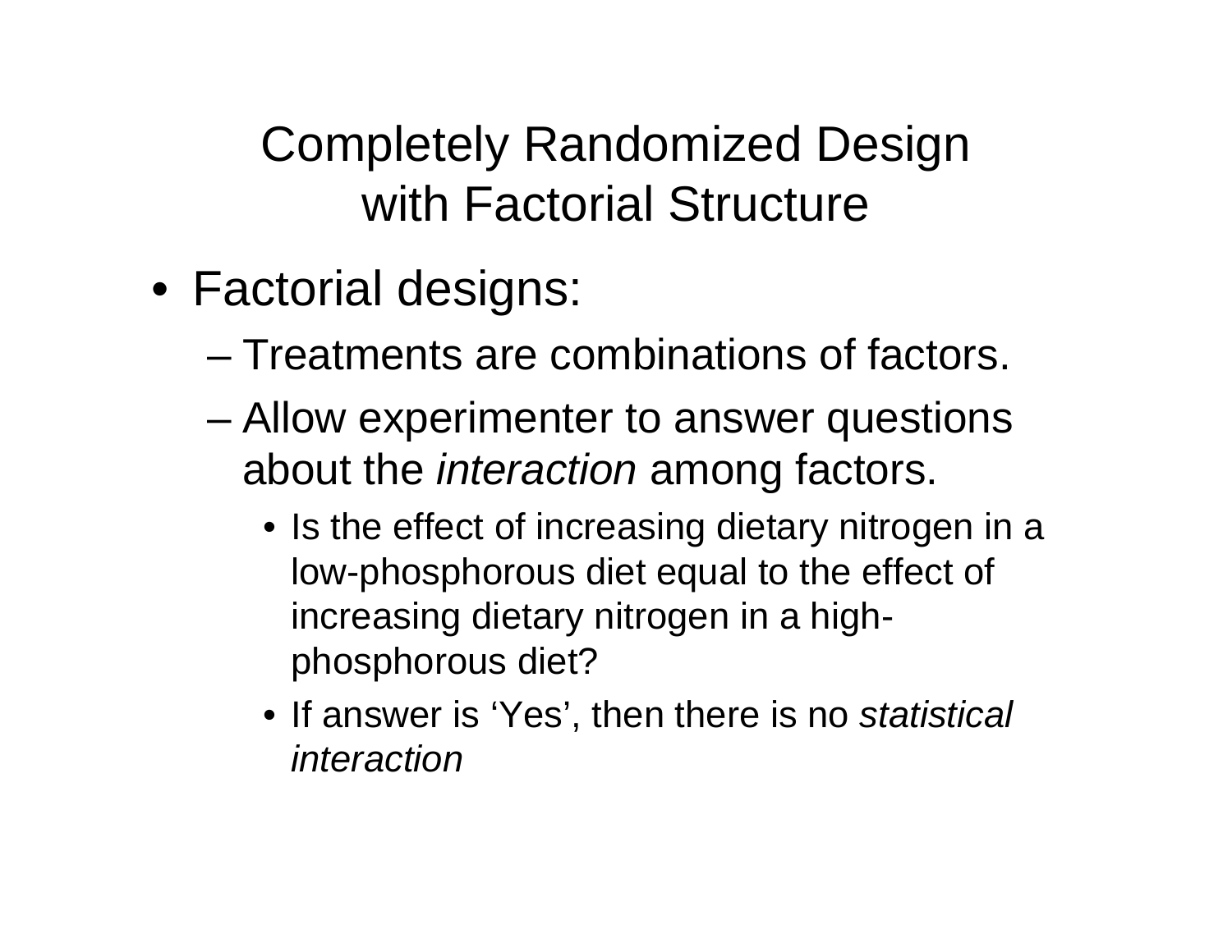# Completely Randomized Design with Factorial Structure

- Factorial designs:
  - Treatments are combinations of factors.
  - Allow experimenter to answer questions about the *interaction* among factors.
    - Is the effect of increasing dietary nitrogen in a low-phosphorous diet equal to the effect of increasing dietary nitrogen in a high-phosphorous diet?
    - If answer is 'Yes', then there is no *statistical interaction*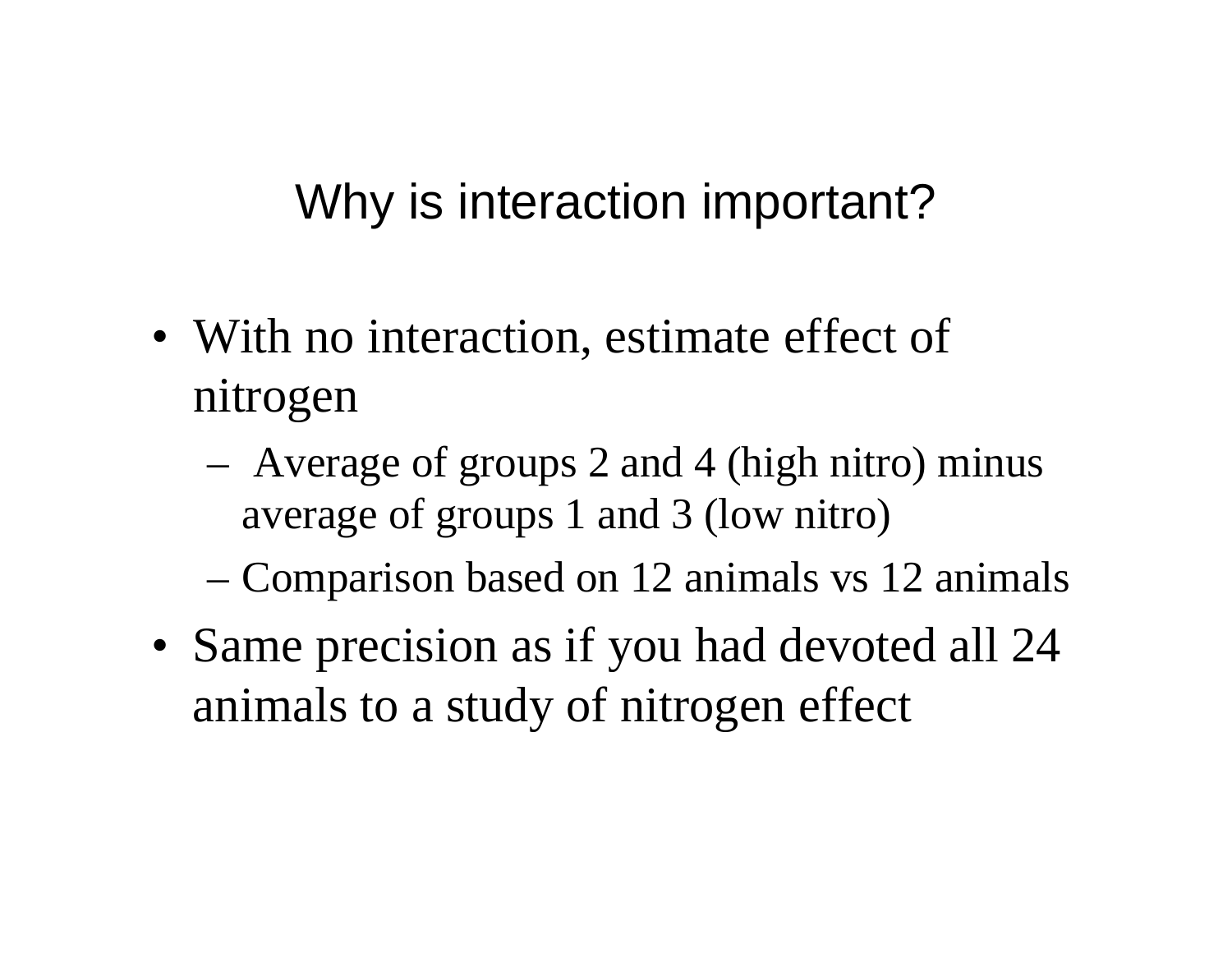# Why is interaction important?

- With no interaction, estimate effect of nitrogen
  - Average of groups 2 and 4 (high nitro) minus average of groups 1 and 3 (low nitro)
  - Comparison based on 12 animals vs 12 animals
- Same precision as if you had devoted all 24 animals to a study of nitrogen effect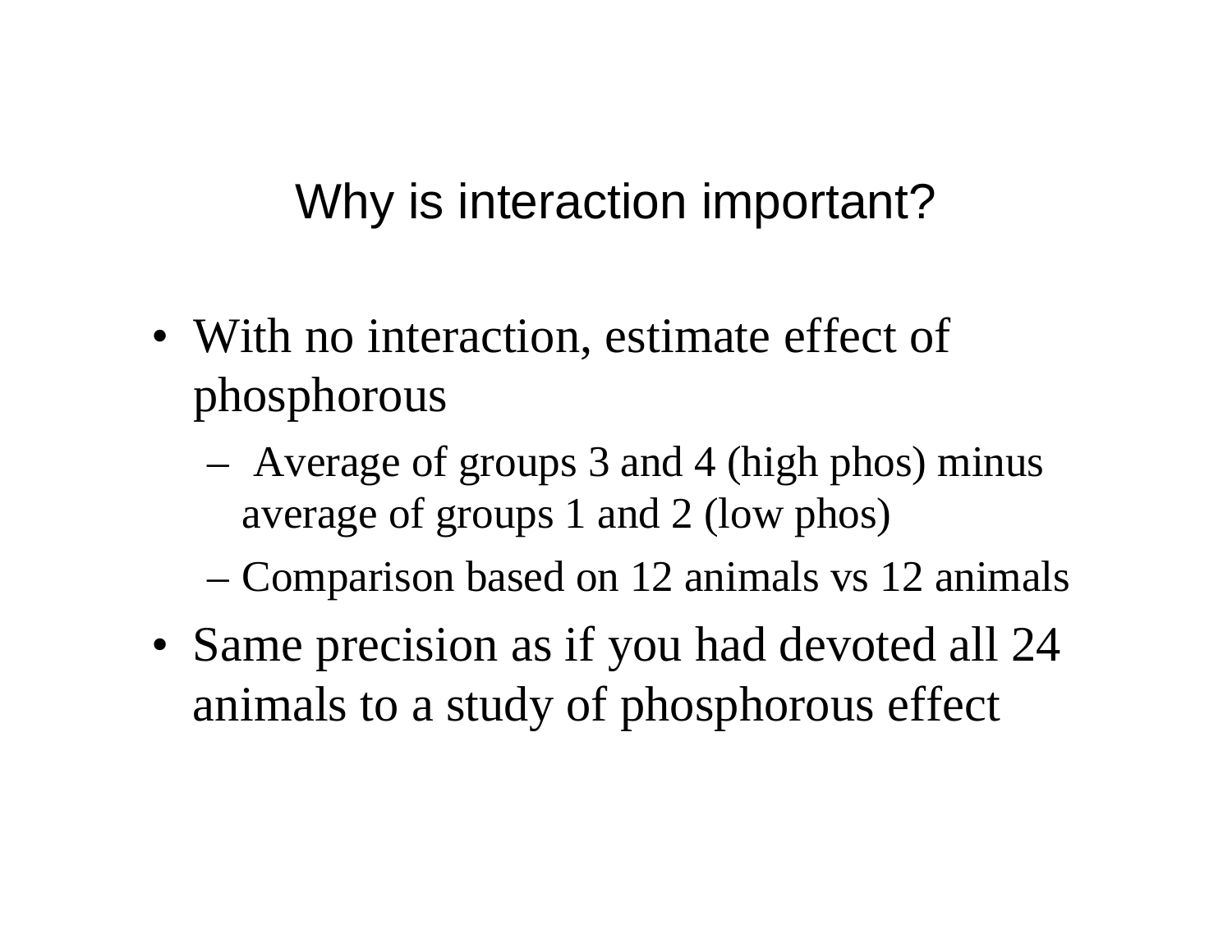# Why is interaction important?

- With no interaction, estimate effect of phosphorous
  - Average of groups 3 and 4 (high phos) minus average of groups 1 and 2 (low phos)
  - Comparison based on 12 animals vs 12 animals
- Same precision as if you had devoted all 24 animals to a study of phosphorous effect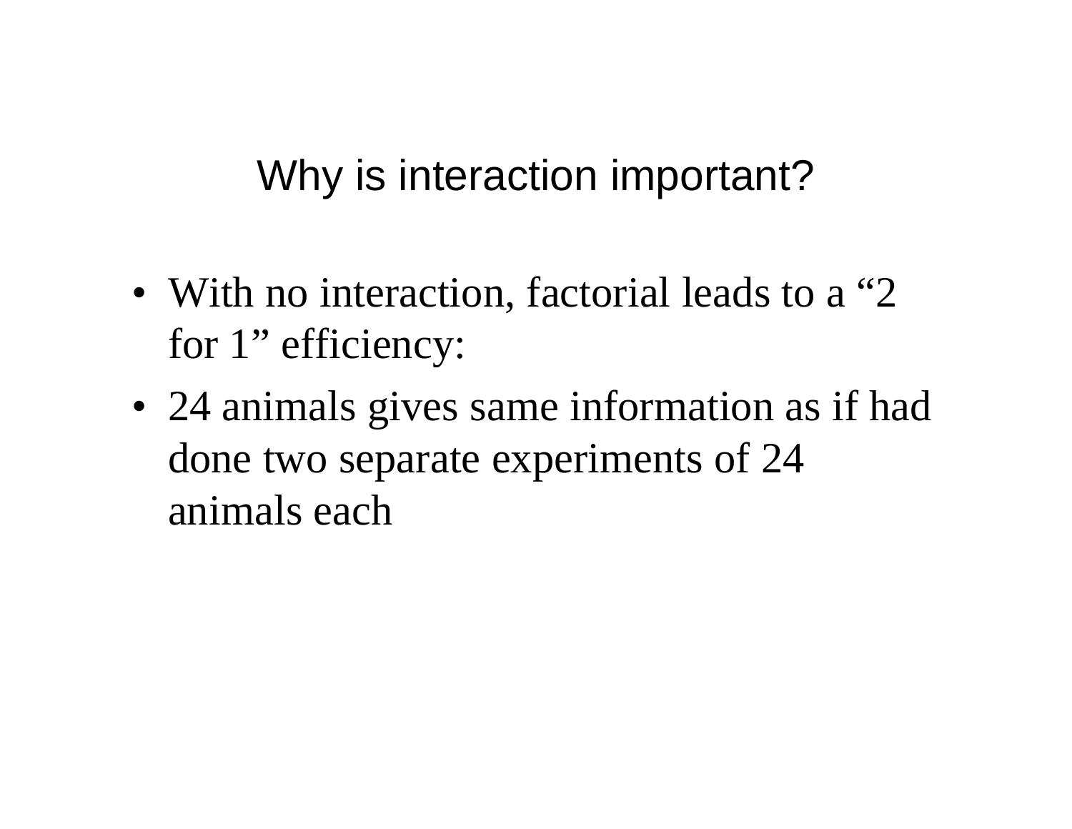# Why is interaction important?

- With no interaction, factorial leads to a “2 for 1” efficiency:
- 24 animals gives same information as if had done two separate experiments of 24 animals each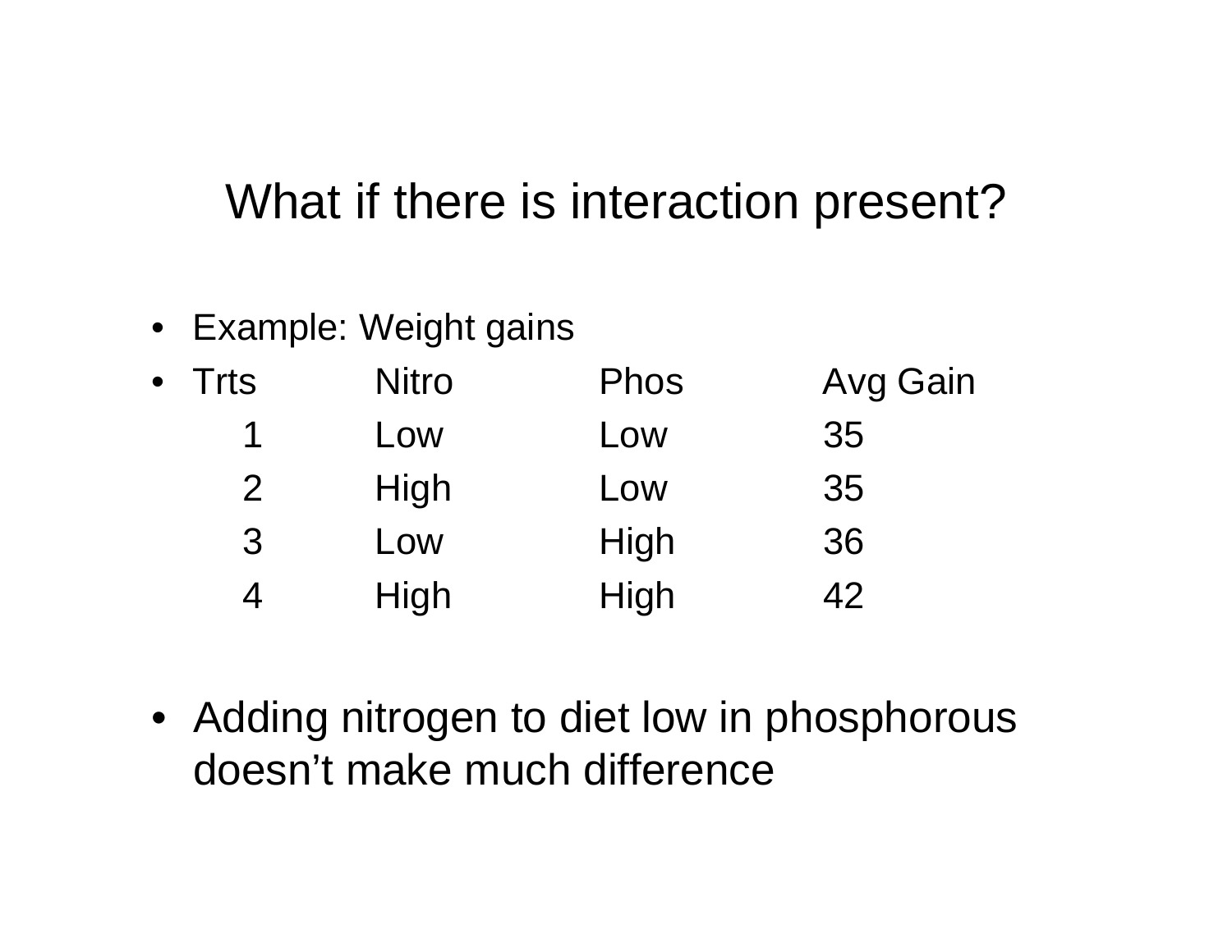# What if there is interaction present?

- Example: Weight gains
- Trts / Nitro / Phos / Avg Gain

| Trts | Nitro | Phos | Avg Gain |
|---|---|---|---|
| 1 | Low | Low | 35 |
| 2 | High | Low | 35 |
| 3 | Low | High | 36 |
| 4 | High | High | 42 |

- Adding nitrogen to diet low in phosphorous doesn’t make much difference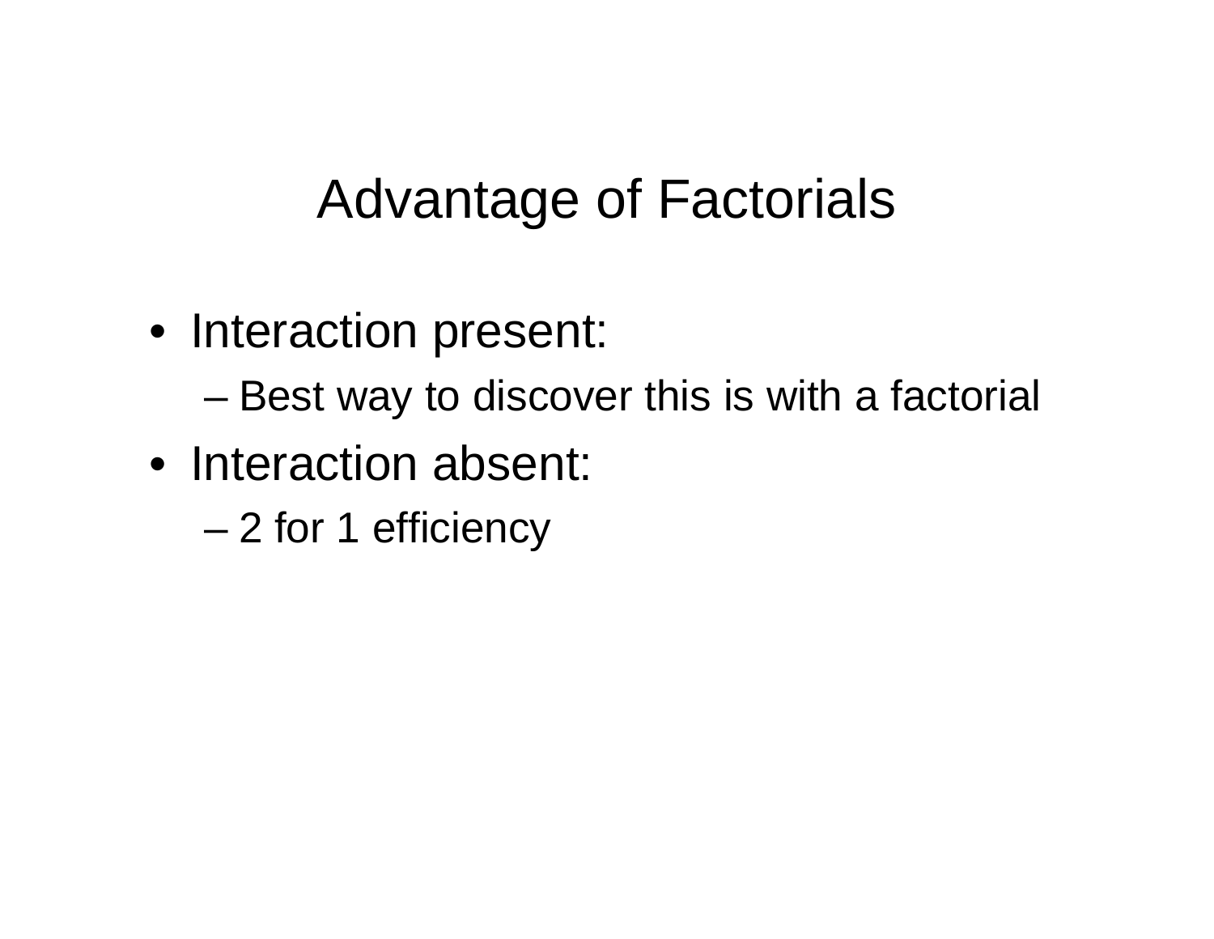# Advantage of Factorials

- Interaction present:
  - Best way to discover this is with a factorial
- Interaction absent:
  - 2 for 1 efficiency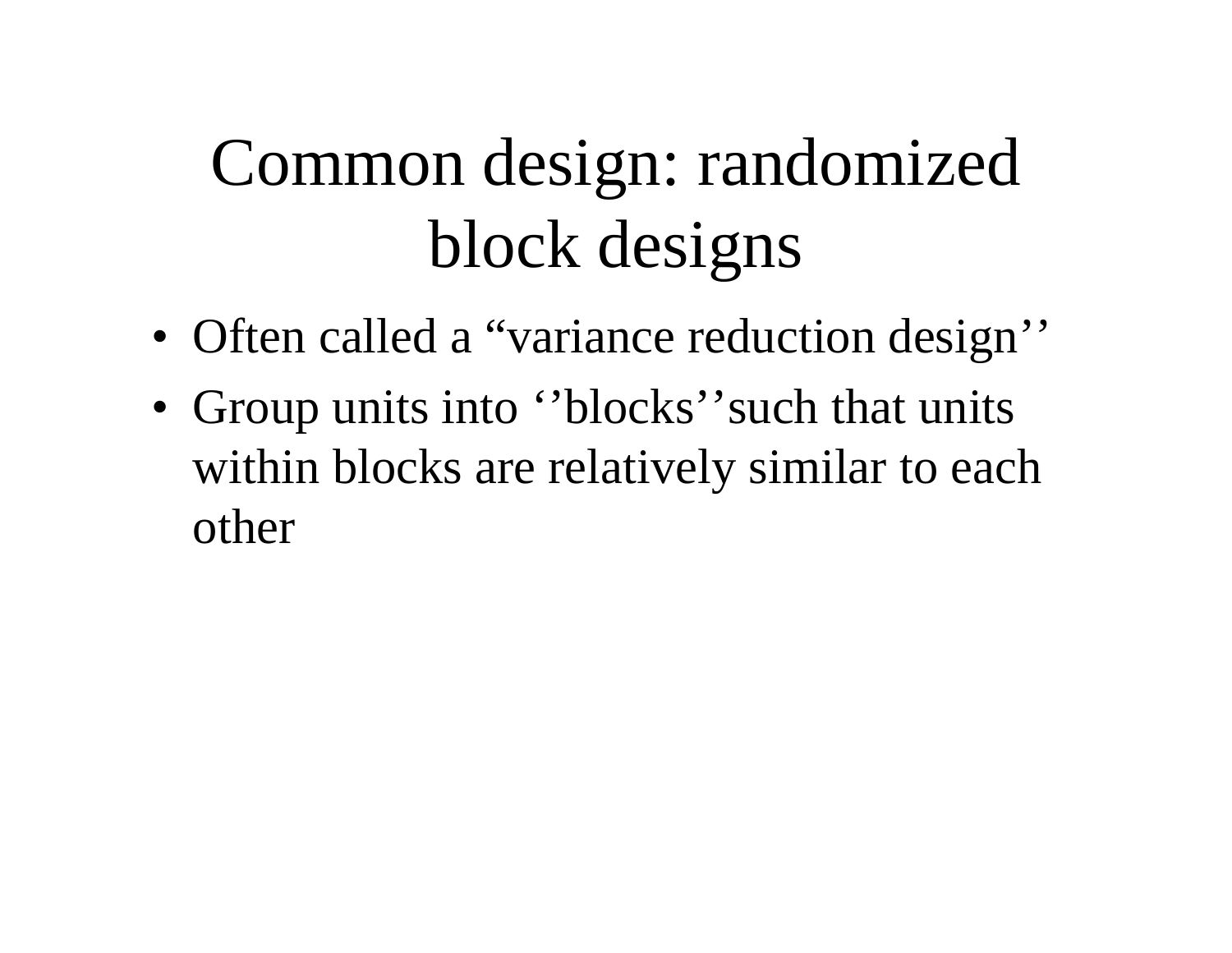# Common design: randomized block designs

- Often called a “variance reduction design’’
- Group units into ‘’blocks’’such that units within blocks are relatively similar to each other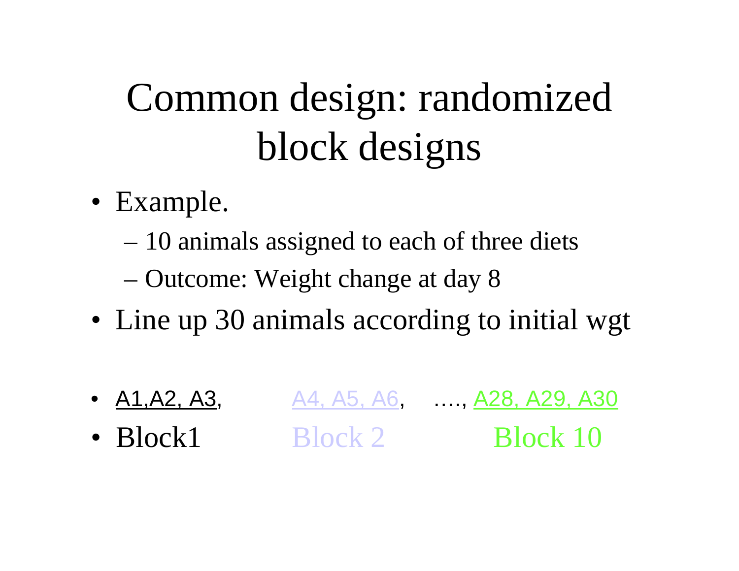# Common design: randomized block designs

- Example.
  - 10 animals assigned to each of three diets
  - Outcome: Weight change at day 8
- Line up 30 animals according to initial wgt

- A1,A2, A3, A4, A5, A6, …., A28, A29, A30
- Block1 Block 2 Block 10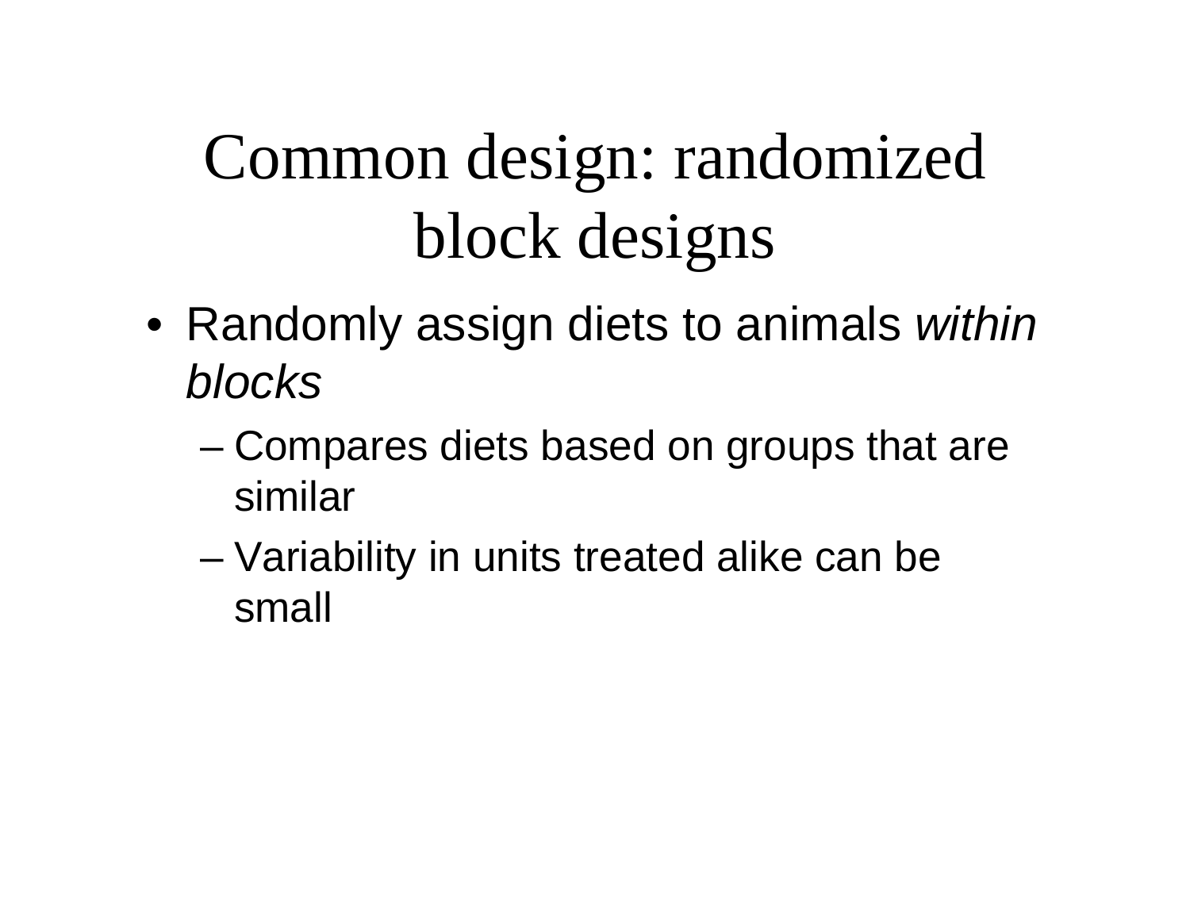# Common design: randomized block designs

- Randomly assign diets to animals *within blocks*
  - Compares diets based on groups that are similar
  - Variability in units treated alike can be small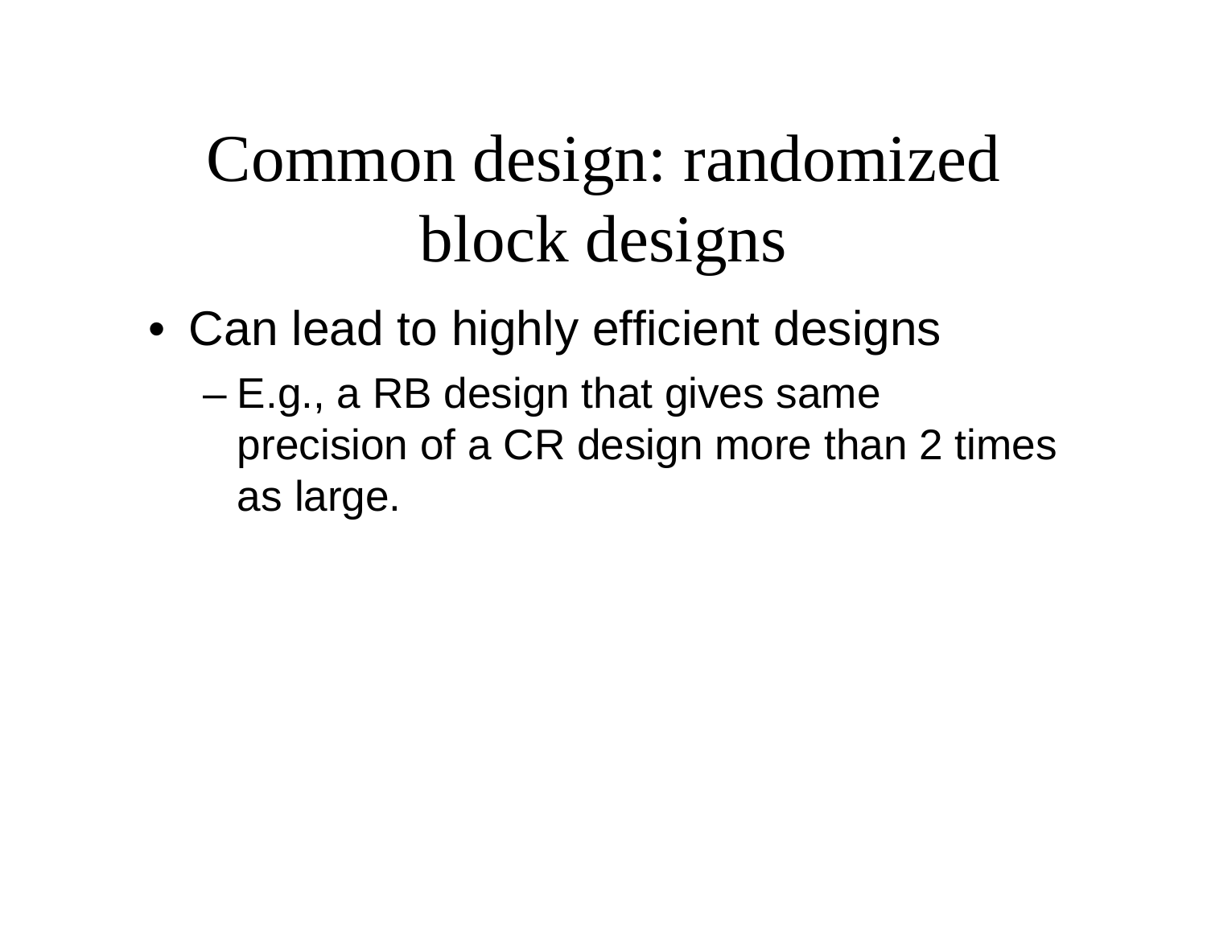# Common design: randomized block designs

- Can lead to highly efficient designs
  - E.g., a RB design that gives same precision of a CR design more than 2 times as large.